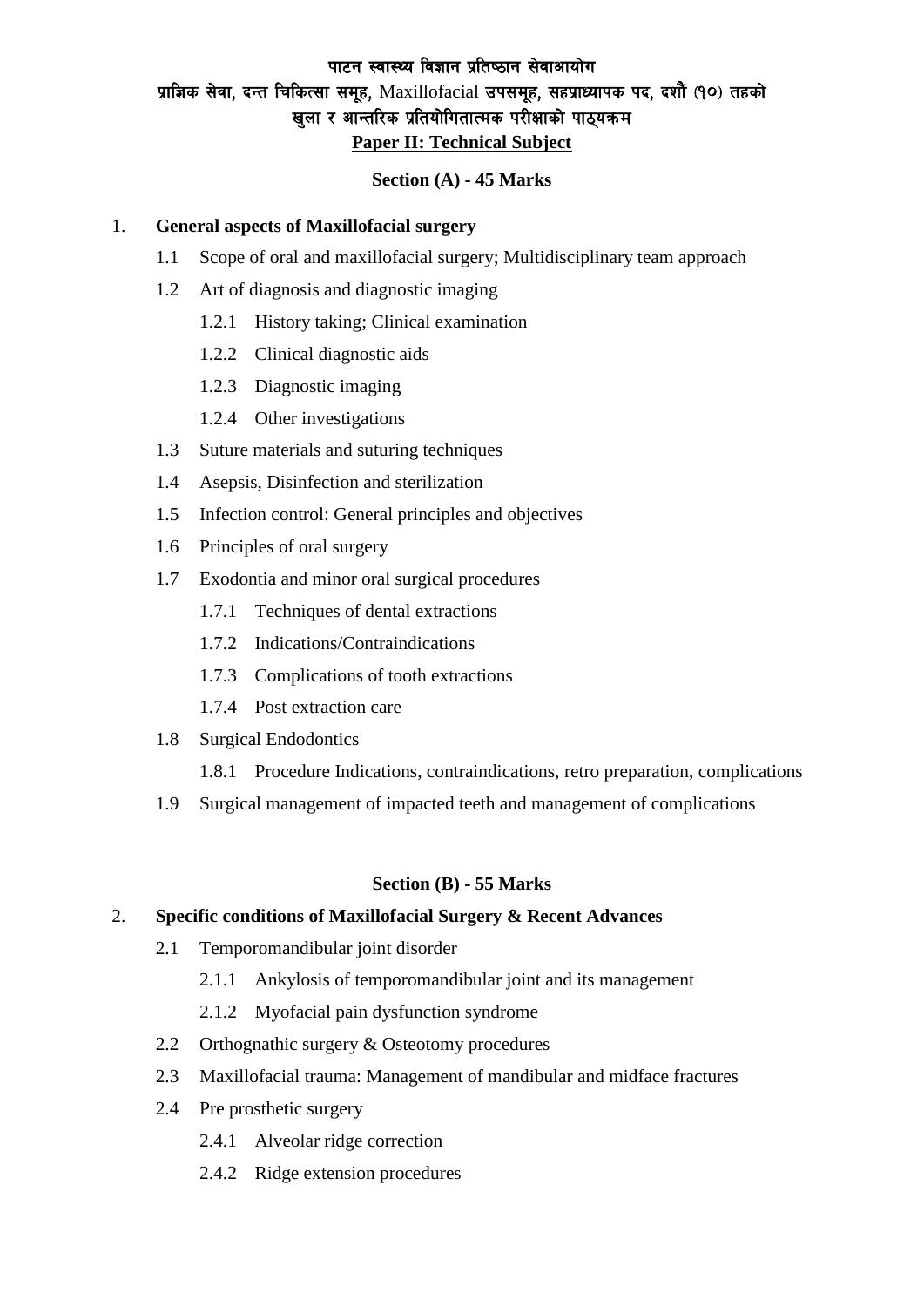# पाटन स्वास्थ्य विज्ञान प्रतिष्ठान सेवाआयोग

## प्राज्ञिक सेवा, दन्त चिकित्सा समूह, Maxillofacial उपसमूह, सहप्राध्यापक पद, दशौं (१०) तहको खुला र आन्तरिक प्रतियोगितात्मक परीक्षाको पाठ्यक्रम

## Paper II: Technical Subject

### Section (A) - 45 Marks

1. **General aspects of Maxillofacial surgery**
   - 1.1 Scope of oral and maxillofacial surgery; Multidisciplinary team approach
   - 1.2 Art of diagnosis and diagnostic imaging
     - 1.2.1 History taking; Clinical examination
     - 1.2.2 Clinical diagnostic aids
     - 1.2.3 Diagnostic imaging
     - 1.2.4 Other investigations
   - 1.3 Suture materials and suturing techniques
   - 1.4 Asepsis, Disinfection and sterilization
   - 1.5 Infection control: General principles and objectives
   - 1.6 Principles of oral surgery
   - 1.7 Exodontia and minor oral surgical procedures
     - 1.7.1 Techniques of dental extractions
     - 1.7.2 Indications/Contraindications
     - 1.7.3 Complications of tooth extractions
     - 1.7.4 Post extraction care
   - 1.8 Surgical Endodontics
     - 1.8.1 Procedure Indications, contraindications, retro preparation, complications
   - 1.9 Surgical management of impacted teeth and management of complications

### Section (B) - 55 Marks

2. **Specific conditions of Maxillofacial Surgery & Recent Advances**
   - 2.1 Temporomandibular joint disorder
     - 2.1.1 Ankylosis of temporomandibular joint and its management
     - 2.1.2 Myofacial pain dysfunction syndrome
   - 2.2 Orthognathic surgery & Osteotomy procedures
   - 2.3 Maxillofacial trauma: Management of mandibular and midface fractures
   - 2.4 Pre prosthetic surgery
     - 2.4.1 Alveolar ridge correction
     - 2.4.2 Ridge extension procedures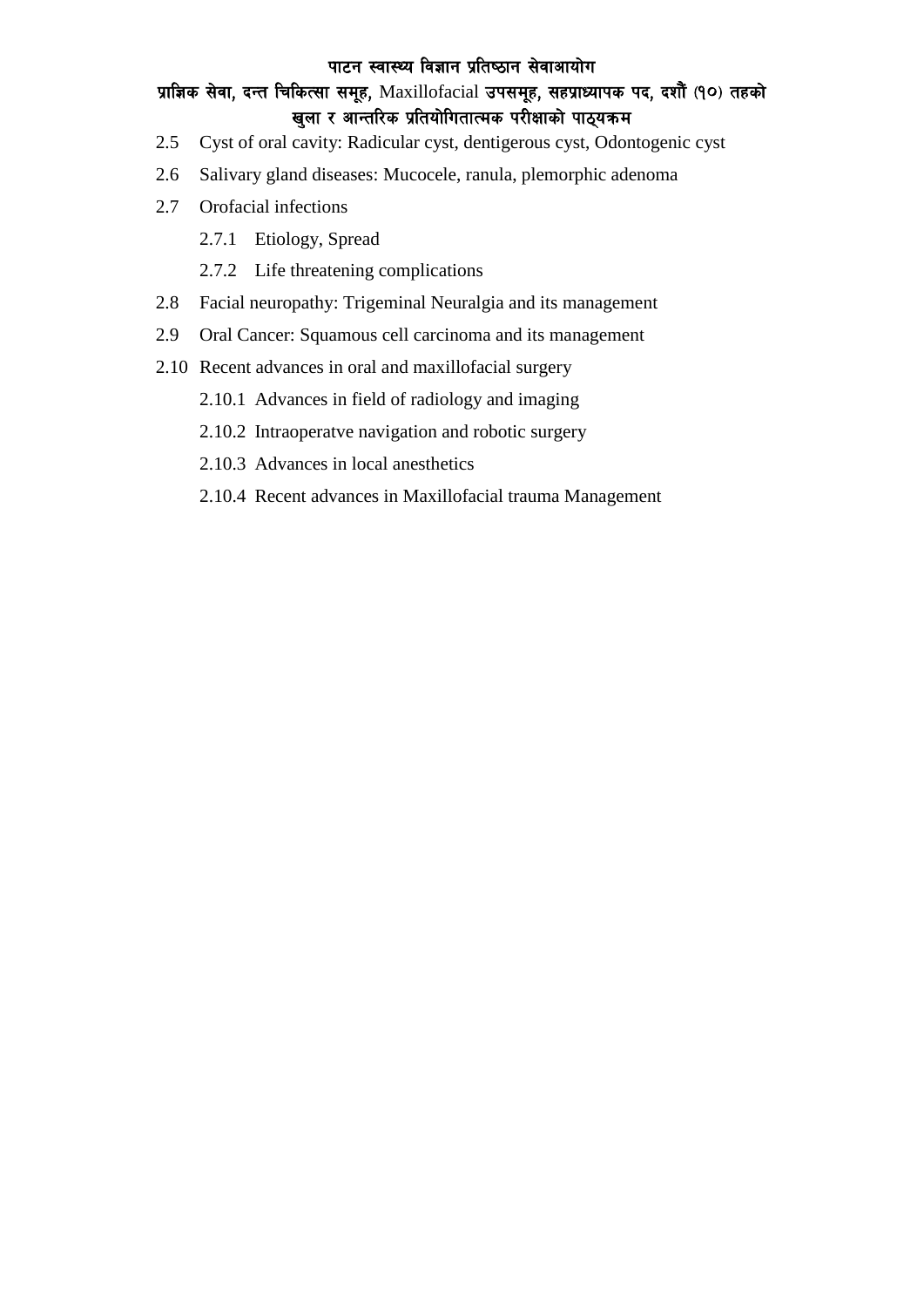2.5 Cyst of oral cavity: Radicular cyst, dentigerous cyst, Odontogenic cyst

2.6 Salivary gland diseases: Mucocele, ranula, plemorphic adenoma

2.7 Orofacial infections

- 2.7.1 Etiology, Spread
- 2.7.2 Life threatening complications

2.8 Facial neuropathy: Trigeminal Neuralgia and its management

2.9 Oral Cancer: Squamous cell carcinoma and its management

2.10 Recent advances in oral and maxillofacial surgery

- 2.10.1 Advances in field of radiology and imaging
- 2.10.2 Intraoperatve navigation and robotic surgery
- 2.10.3 Advances in local anesthetics
- 2.10.4 Recent advances in Maxillofacial trauma Management